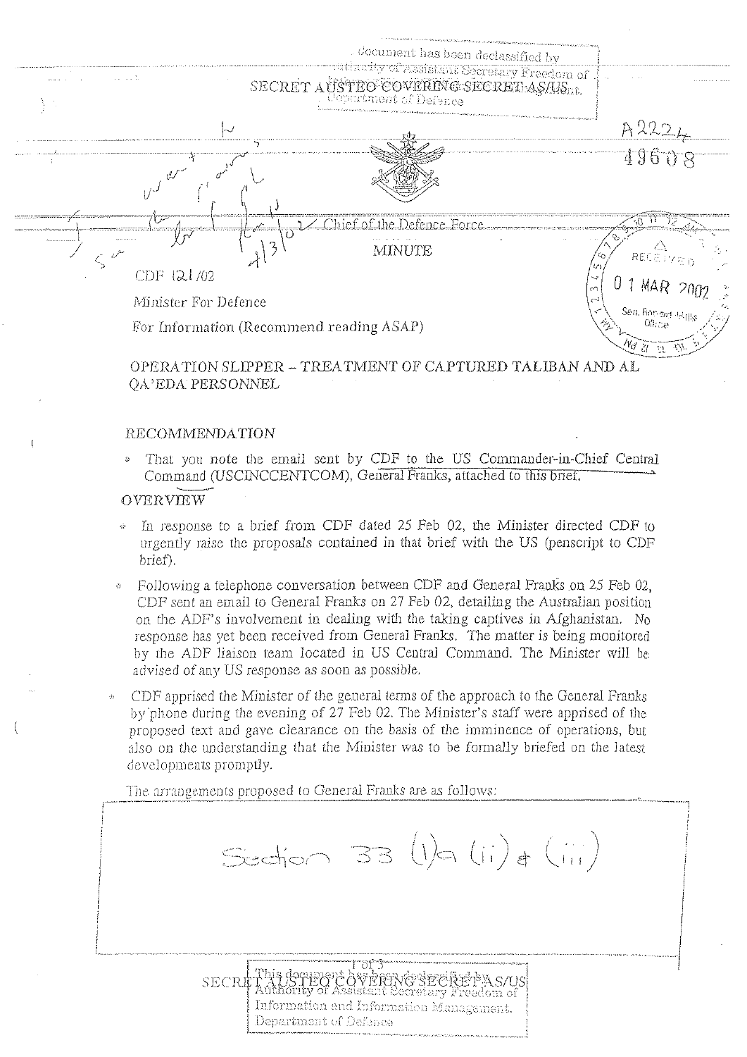This document has been declassified by authority of Assistant Secretary Freedom of Information and Information Management, Department of Defence

SECRET AUSTEO COVERING SECRET AS/US

A2224

49608

Chief of the Defence Force

MINUTE

RECEIVED 01 MAR 2002 Sen. Robert Hill's Office

CDF 121/02

Minister For Defence

For Information (Recommend reading ASAP)

OPERATION SLIPPER – TREATMENT OF CAPTURED TALIBAN AND AL QA'EDA PERSONNEL

## RECOMMENDATION

- That you note the email sent by CDF to the US Commander-in-Chief Central Command (USCINCCENTCOM), General Franks, attached to this brief.

## OVERVIEW

- In response to a brief from CDF dated 25 Feb 02, the Minister directed CDF to urgently raise the proposals contained in that brief with the US (penscript to CDF brief).
- Following a telephone conversation between CDF and General Franks on 25 Feb 02, CDF sent an email to General Franks on 27 Feb 02, detailing the Australian position on the ADF's involvement in dealing with the taking captives in Afghanistan. No response has yet been received from General Franks. The matter is being monitored by the ADF liaison team located in US Central Command. The Minister will be advised of any US response as soon as possible.
- CDF apprised the Minister of the general terms of the approach to the General Franks by phone during the evening of 27 Feb 02. The Minister's staff were apprised of the proposed text and gave clearance on the basis of the imminence of operations, but also on the understanding that the Minister was to be formally briefed on the latest developments promptly.

The arrangements proposed to General Franks are as follows:

Section 33 (1)a (ii) & (iii)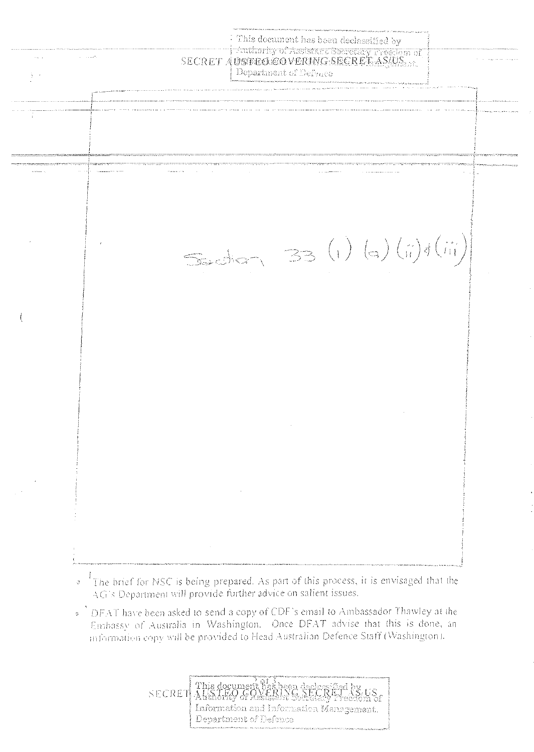SECRET AUSTEO COVERING SECRET AS/US

This document has been declassified by Authority of Assistant Secretary Freedom of Information and Information Management, Department of Defence

Section 33 (1) (a) (ii) & (iii)

- [1] The brief for NSC is being prepared. As part of this process, it is envisaged that the AG's Department will provide further advice on salient issues.
- DFAT have been asked to send a copy of CDF's email to Ambassador Thawley at the Embassy of Australia in Washington. Once DFAT advise that this is done, an information copy will be provided to Head Australian Defence Staff (Washington).

SECRET AUSTEO COVERING SECRET AS/US

This document has been declassified by Authority of Assistant Secretary Freedom of Information and Information Management, Department of Defence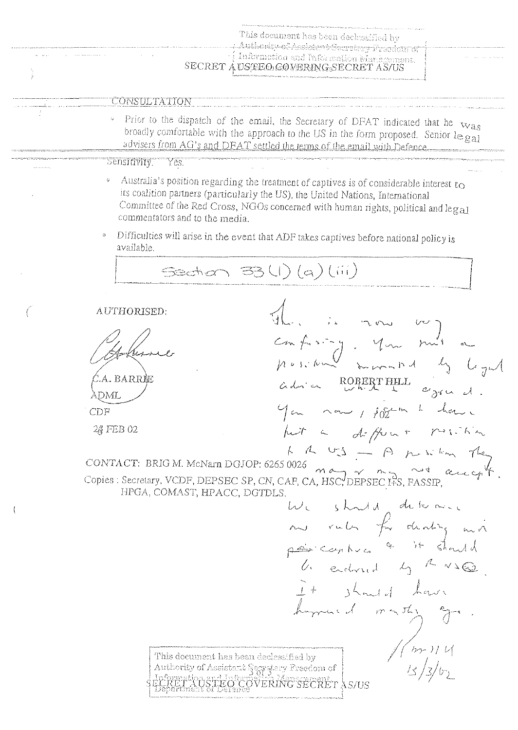This document has been declassified by Authority of Assistant Secretary Freedom of Information and Information Management.

SECRET AUSTEO COVERING SECRET AS/US

## CONSULTATION

- Prior to the dispatch of the email, the Secretary of DFAT indicated that he was broadly comfortable with the approach to the US in the form proposed. Senior legal advisers from AG's and DFAT settled the terms of the email with Defence.

Sensitivity. Yes.

- Australia's position regarding the treatment of captives is of considerable interest to its coalition partners (particularly the US), the United Nations, International Committee of the Red Cross, NGOs concerned with human rights, political and legal commentators and to the media.
- Difficulties will arise in the event that ADF takes captives before national policy is available.

Section 33(1)(a)(iii)

AUTHORISED:

C.A. BARRIE
ADML
CDF
28 FEB 02

This is now very confusing. You put a position supported by legal advice which I agreed. You now, it seems to have put a different position to the US – a position they may or may not accept.

We should determine our rules for dealing with captives & it should be endorsed by the NSC. It should have happened months ago.

ROBERT HILL
/02

Robert Hill
13/3/02

CONTACT: BRIG M. McNarn DGJOP: 6265 0026

Copies : Secretary, VCDF, DEPSEC SP, CN, CAF, CA, HSC, DEPSEC IFS, FASSIP, HPGA, COMAST, HPACC, DGTDLS.

This document has been declassified by Authority of Assistant Secretary Freedom of Information and Information Management Department of Defence

SECRET AUSTEO COVERING SECRET AS/US